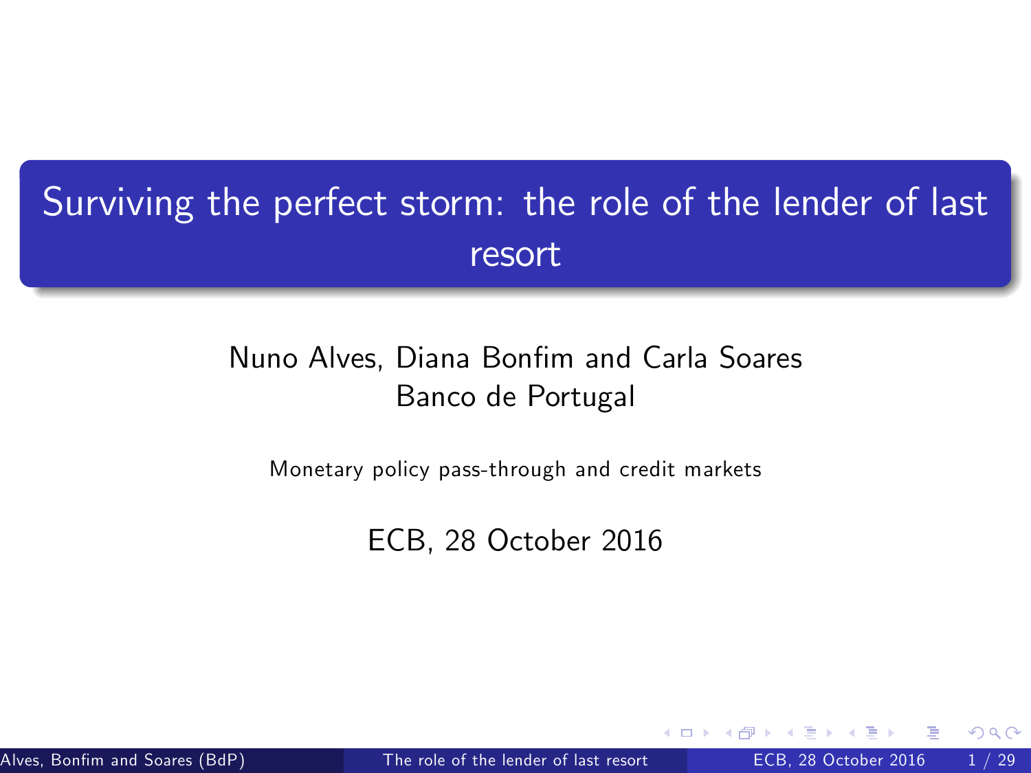# Surviving the perfect storm: the role of the lender of last resort

Nuno Alves, Diana Bonfim and Carla Soares
Banco de Portugal

Monetary policy pass-through and credit markets

ECB, 28 October 2016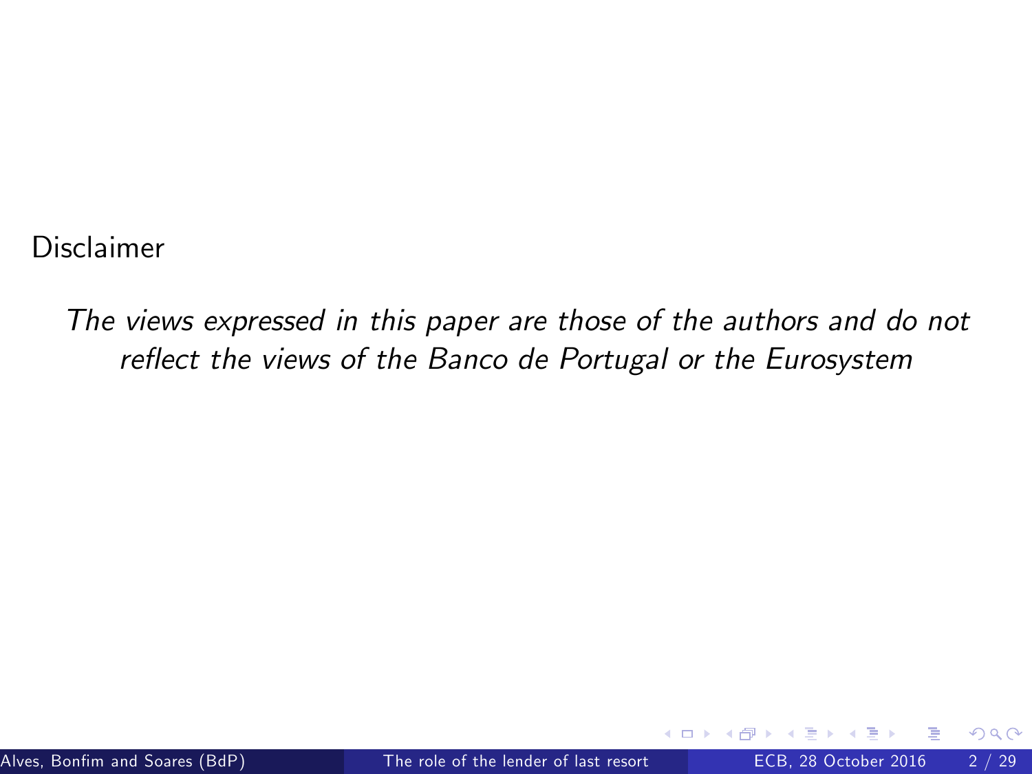Disclaimer

*The views expressed in this paper are those of the authors and do not reflect the views of the Banco de Portugal or the Eurosystem*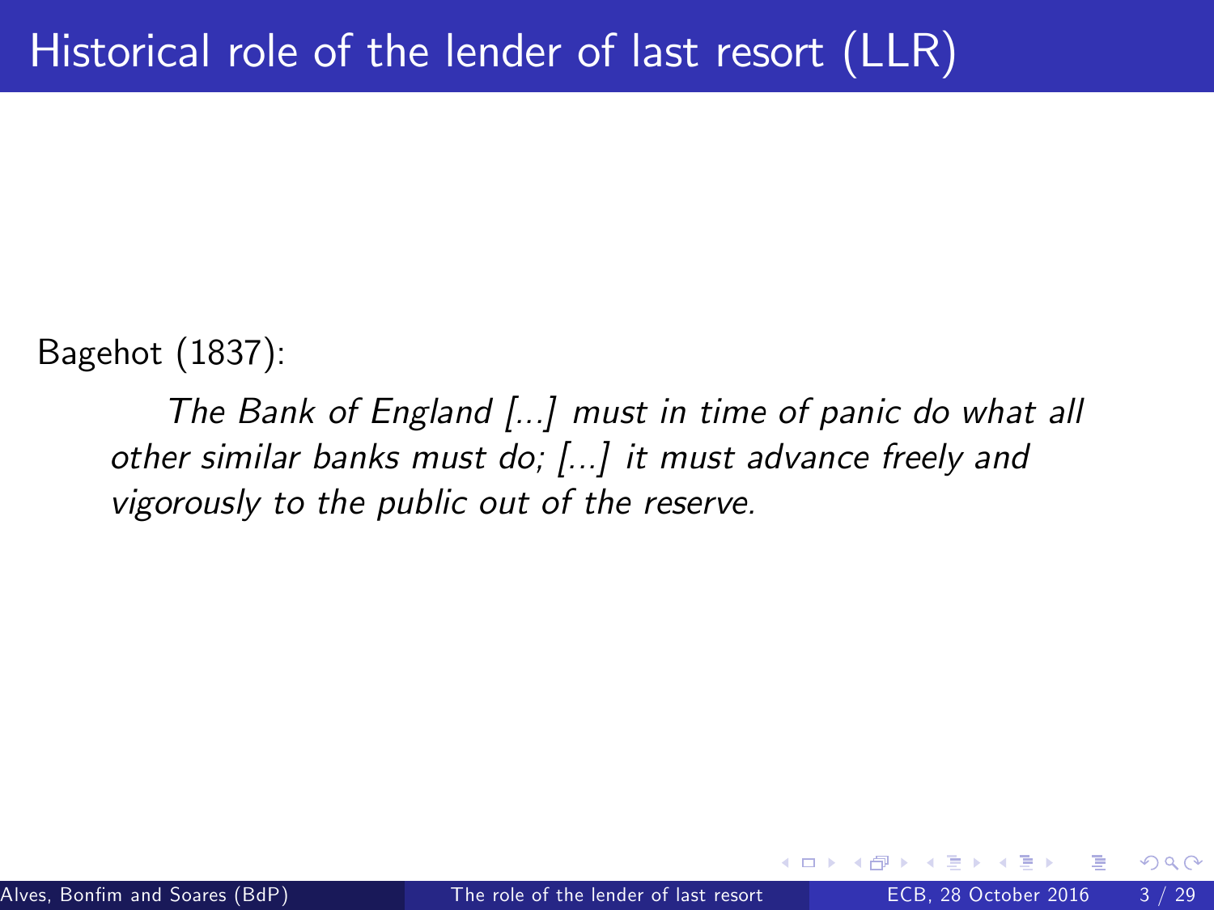# Historical role of the lender of last resort (LLR)

Bagehot (1837):

> *The Bank of England [...] must in time of panic do what all other similar banks must do; [...] it must advance freely and vigorously to the public out of the reserve.*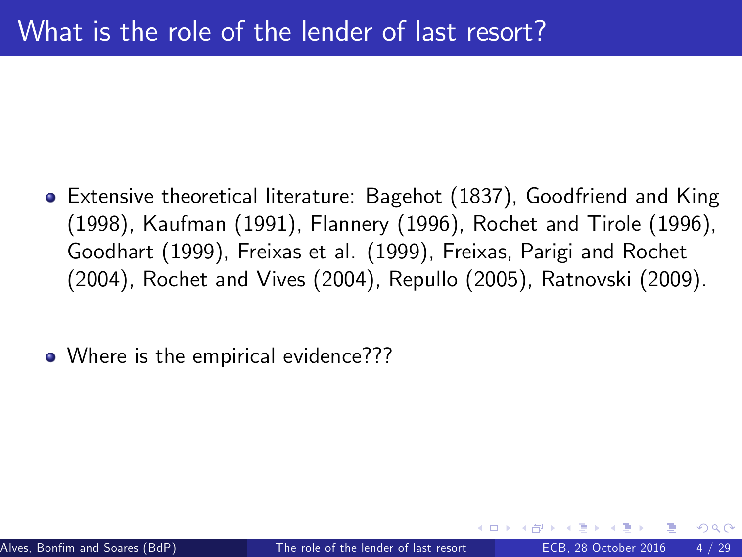# What is the role of the lender of last resort?

- Extensive theoretical literature: Bagehot (1837), Goodfriend and King (1998), Kaufman (1991), Flannery (1996), Rochet and Tirole (1996), Goodhart (1999), Freixas et al. (1999), Freixas, Parigi and Rochet (2004), Rochet and Vives (2004), Repullo (2005), Ratnovski (2009).
- Where is the empirical evidence???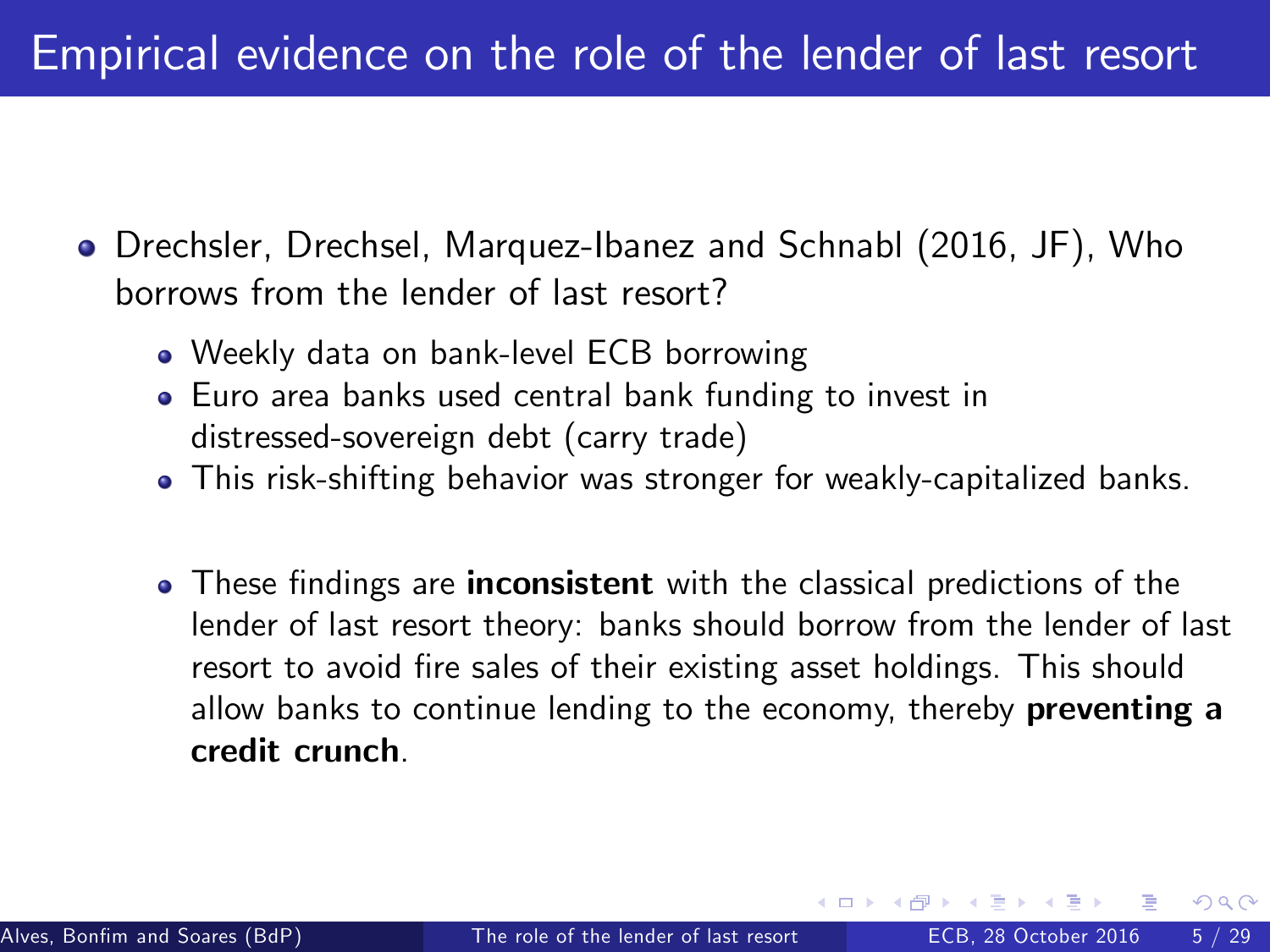# Empirical evidence on the role of the lender of last resort

- Drechsler, Drechsel, Marquez-Ibanez and Schnabl (2016, JF), Who borrows from the lender of last resort?
  - Weekly data on bank-level ECB borrowing
  - Euro area banks used central bank funding to invest in distressed-sovereign debt (carry trade)
  - This risk-shifting behavior was stronger for weakly-capitalized banks.

  - These findings are **inconsistent** with the classical predictions of the lender of last resort theory: banks should borrow from the lender of last resort to avoid fire sales of their existing asset holdings. This should allow banks to continue lending to the economy, thereby **preventing a credit crunch**.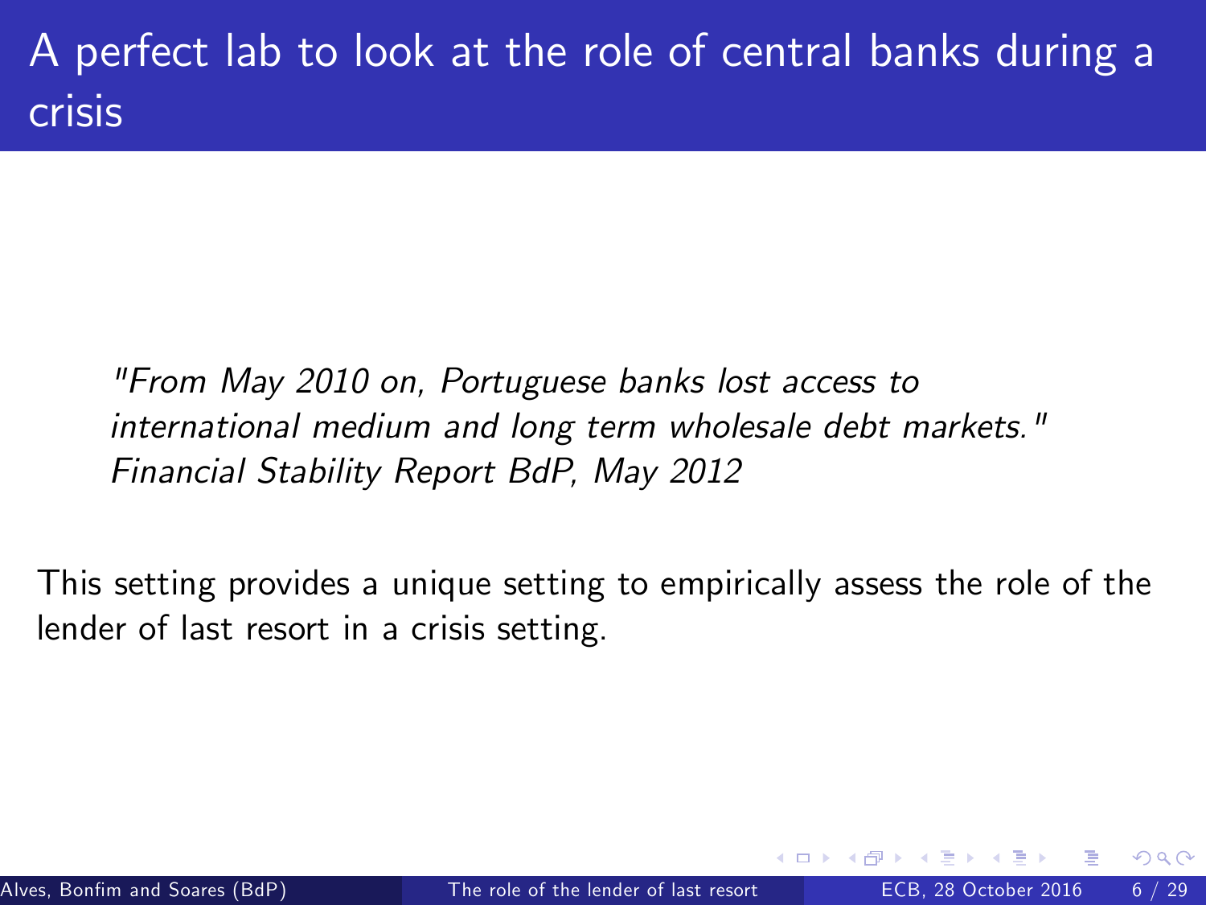# A perfect lab to look at the role of central banks during a crisis

> *"From May 2010 on, Portuguese banks lost access to international medium and long term wholesale debt markets." Financial Stability Report BdP, May 2012*

This setting provides a unique setting to empirically assess the role of the lender of last resort in a crisis setting.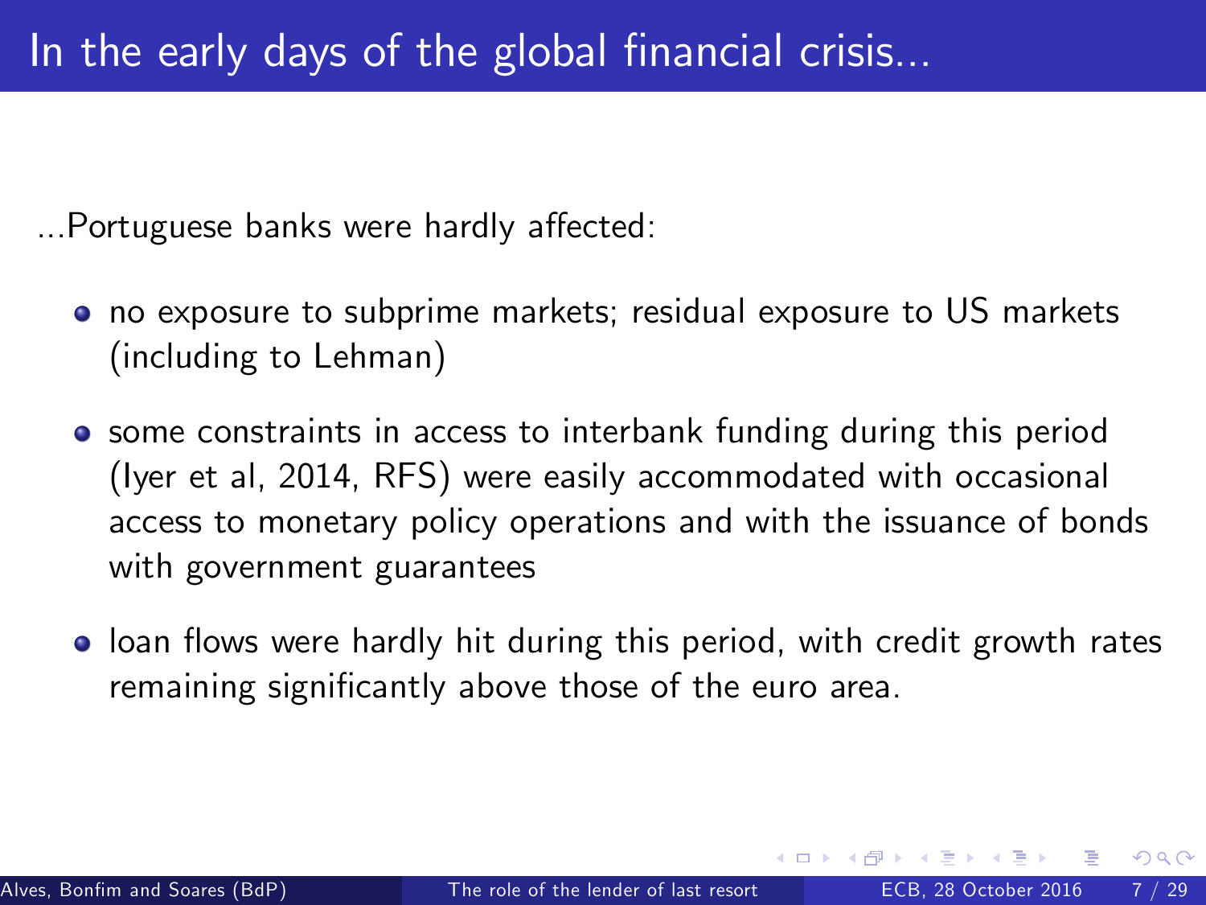# In the early days of the global financial crisis...

...Portuguese banks were hardly affected:

- no exposure to subprime markets; residual exposure to US markets (including to Lehman)
- some constraints in access to interbank funding during this period (Iyer et al, 2014, RFS) were easily accommodated with occasional access to monetary policy operations and with the issuance of bonds with government guarantees
- loan flows were hardly hit during this period, with credit growth rates remaining significantly above those of the euro area.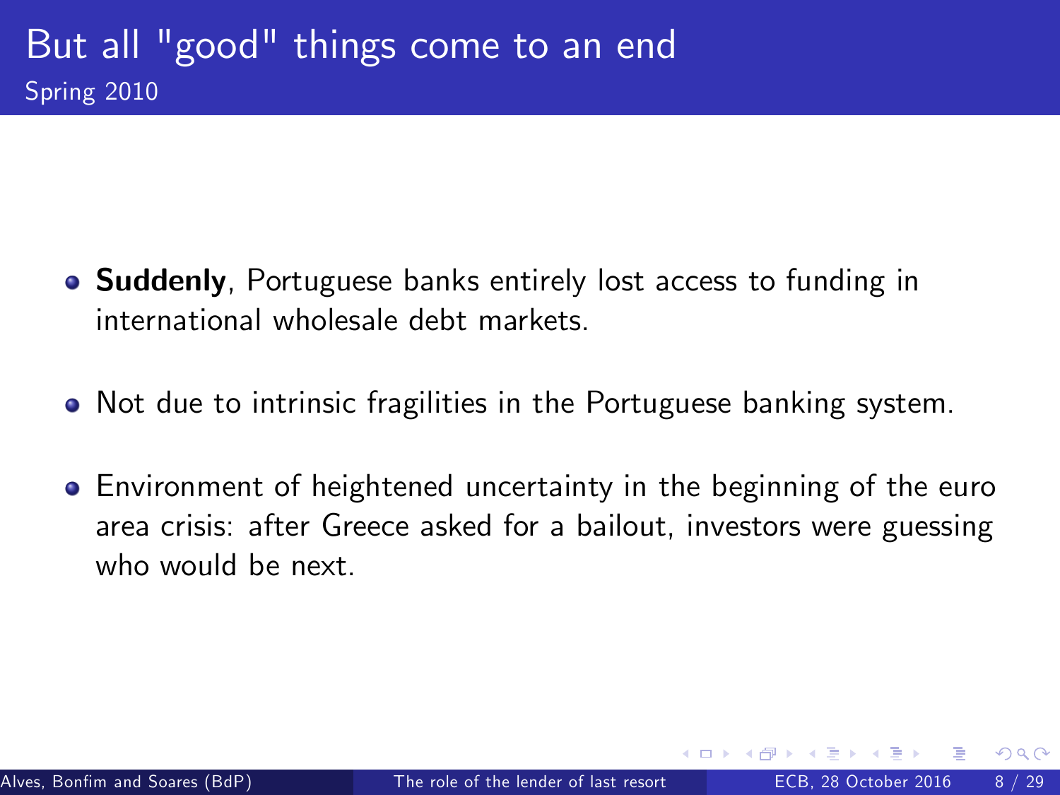# But all "good" things come to an end

## Spring 2010

- **Suddenly**, Portuguese banks entirely lost access to funding in international wholesale debt markets.
- Not due to intrinsic fragilities in the Portuguese banking system.
- Environment of heightened uncertainty in the beginning of the euro area crisis: after Greece asked for a bailout, investors were guessing who would be next.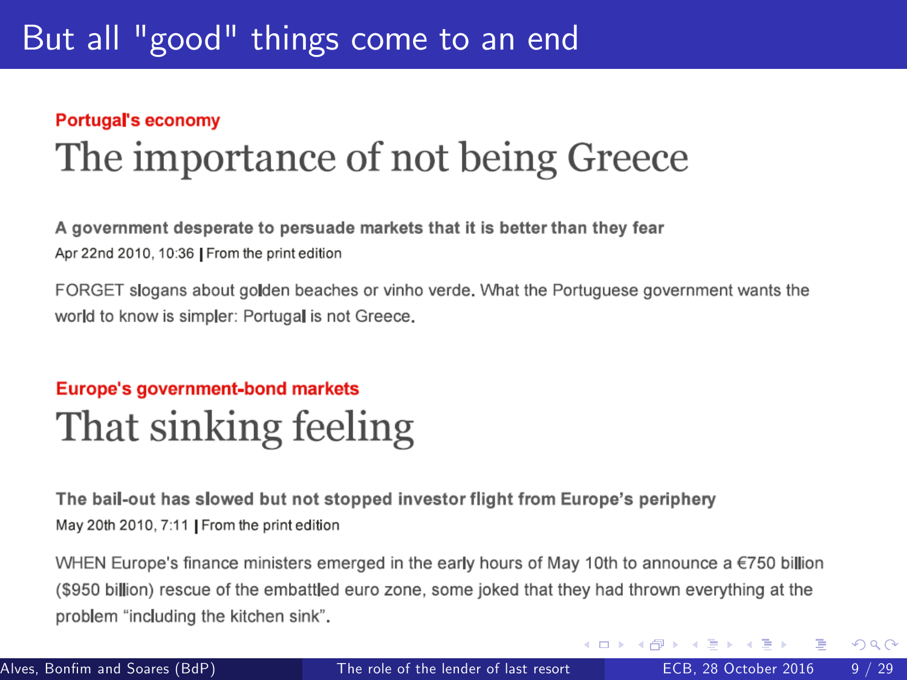# But all "good" things come to an end

**Portugal's economy**

## The importance of not being Greece

**A government desperate to persuade markets that it is better than they fear**

Apr 22nd 2010, 10:36 | From the print edition

FORGET slogans about golden beaches or vinho verde. What the Portuguese government wants the world to know is simpler: Portugal is not Greece.

**Europe's government-bond markets**

## That sinking feeling

**The bail-out has slowed but not stopped investor flight from Europe's periphery**

May 20th 2010, 7:11 | From the print edition

WHEN Europe's finance ministers emerged in the early hours of May 10th to announce a €750 billion ($950 billion) rescue of the embattled euro zone, some joked that they had thrown everything at the problem "including the kitchen sink".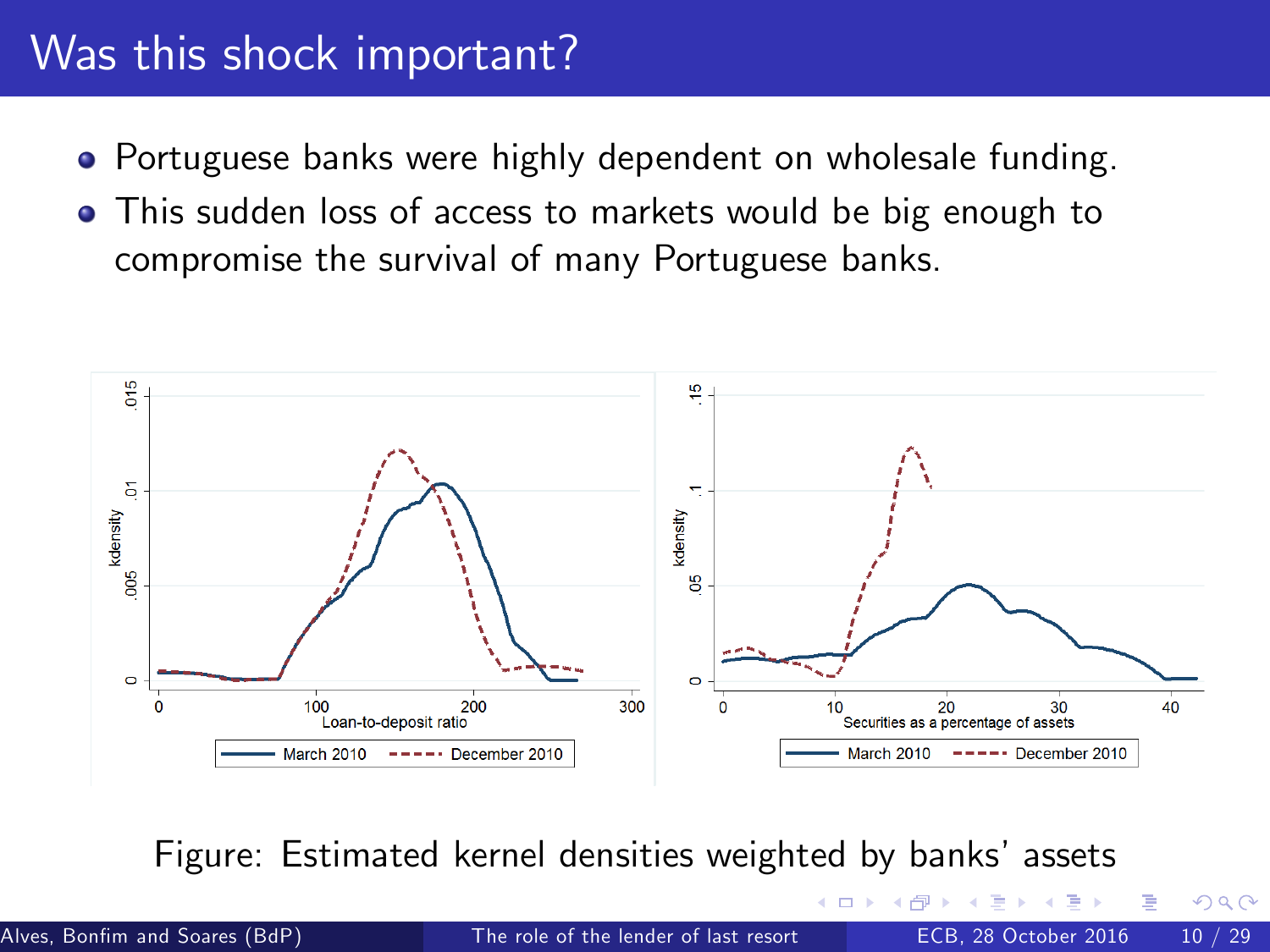# Was this shock important?

- Portuguese banks were highly dependent on wholesale funding.
- This sudden loss of access to markets would be big enough to compromise the survival of many Portuguese banks.

Figure: Estimated kernel densities weighted by banks' assets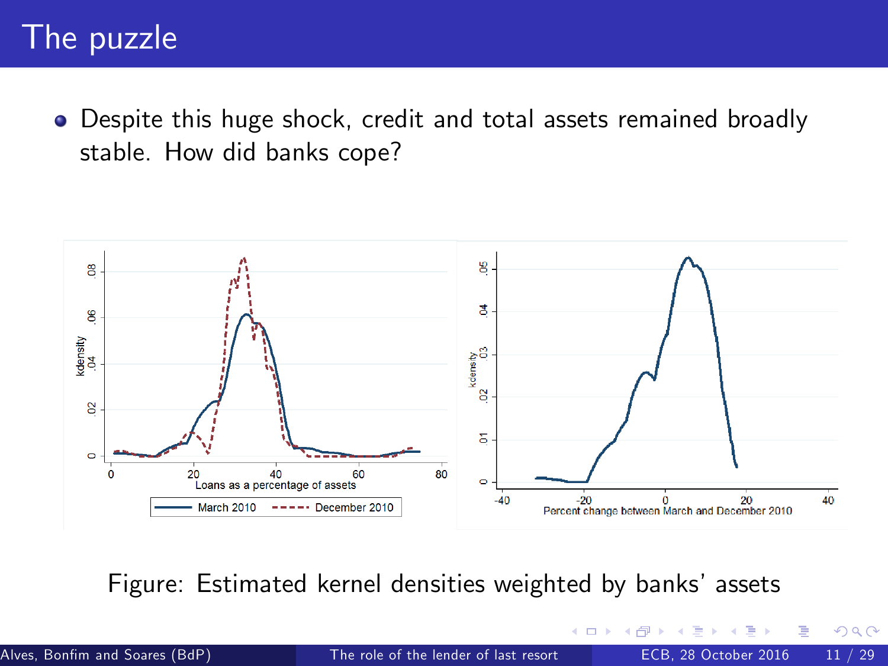# The puzzle

- Despite this huge shock, credit and total assets remained broadly stable. How did banks cope?

Figure: Estimated kernel densities weighted by banks' assets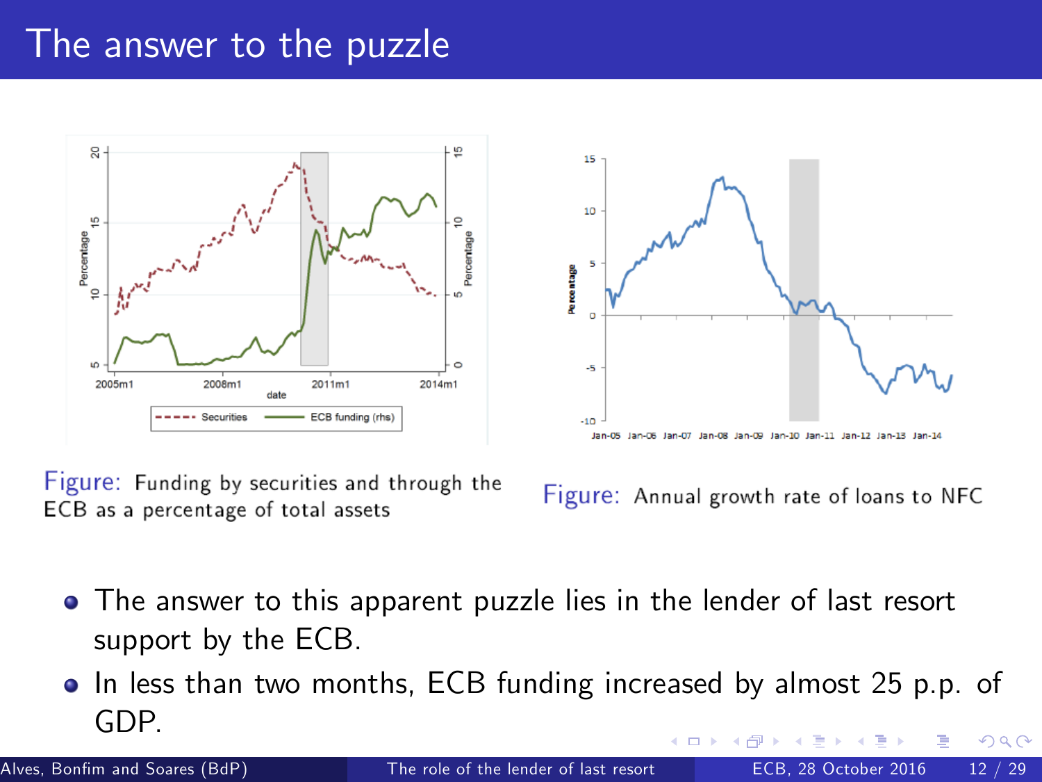# The answer to the puzzle

Figure: Funding by securities and through the ECB as a percentage of total assets

Figure: Annual growth rate of loans to NFC

- The answer to this apparent puzzle lies in the lender of last resort support by the ECB.
- In less than two months, ECB funding increased by almost 25 p.p. of GDP.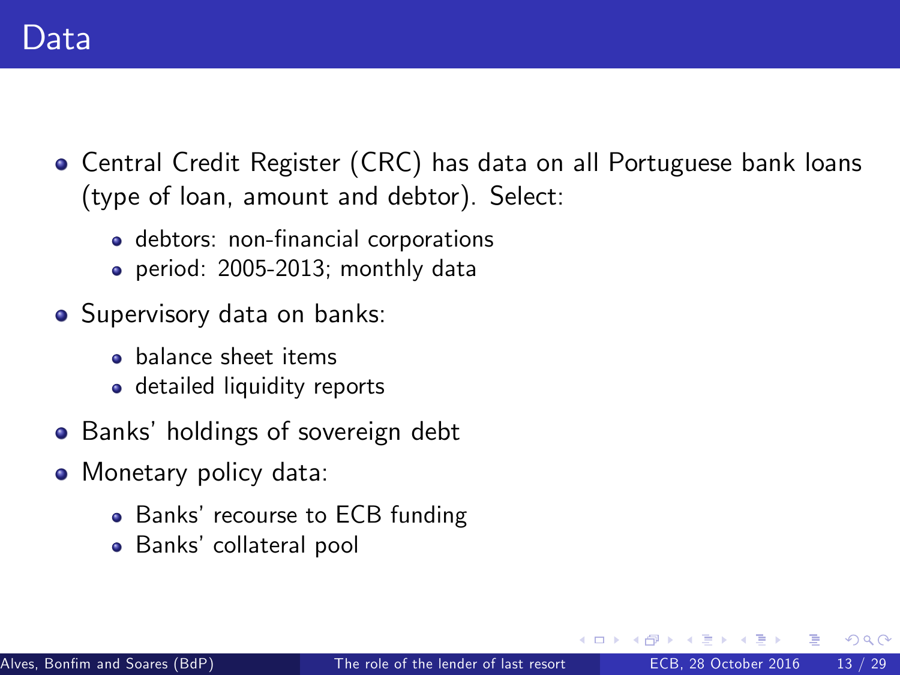# Data

- Central Credit Register (CRC) has data on all Portuguese bank loans (type of loan, amount and debtor). Select:
  - debtors: non-financial corporations
  - period: 2005-2013; monthly data
- Supervisory data on banks:
  - balance sheet items
  - detailed liquidity reports
- Banks' holdings of sovereign debt
- Monetary policy data:
  - Banks' recourse to ECB funding
  - Banks' collateral pool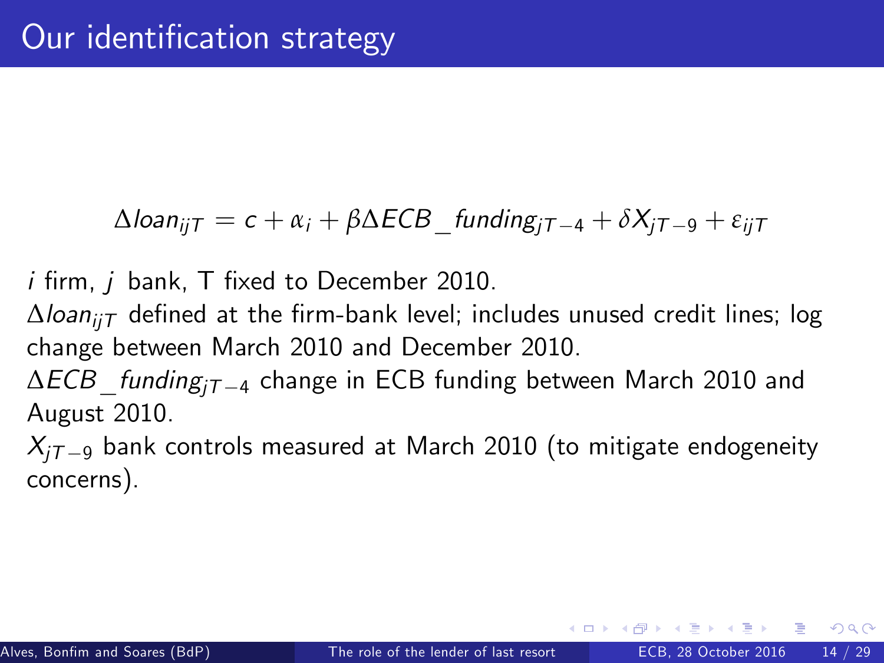# Our identification strategy

$$\Delta loan_{ijT} = c + \alpha_i + \beta \Delta ECB\_funding_{jT-4} + \delta X_{jT-9} + \varepsilon_{ijT}$$

$i$ firm, $j$ bank, T fixed to December 2010.

$\Delta loan_{ijT}$ defined at the firm-bank level; includes unused credit lines; log change between March 2010 and December 2010.

$\Delta ECB\_funding_{jT-4}$ change in ECB funding between March 2010 and August 2010.

$X_{jT-9}$ bank controls measured at March 2010 (to mitigate endogeneity concerns).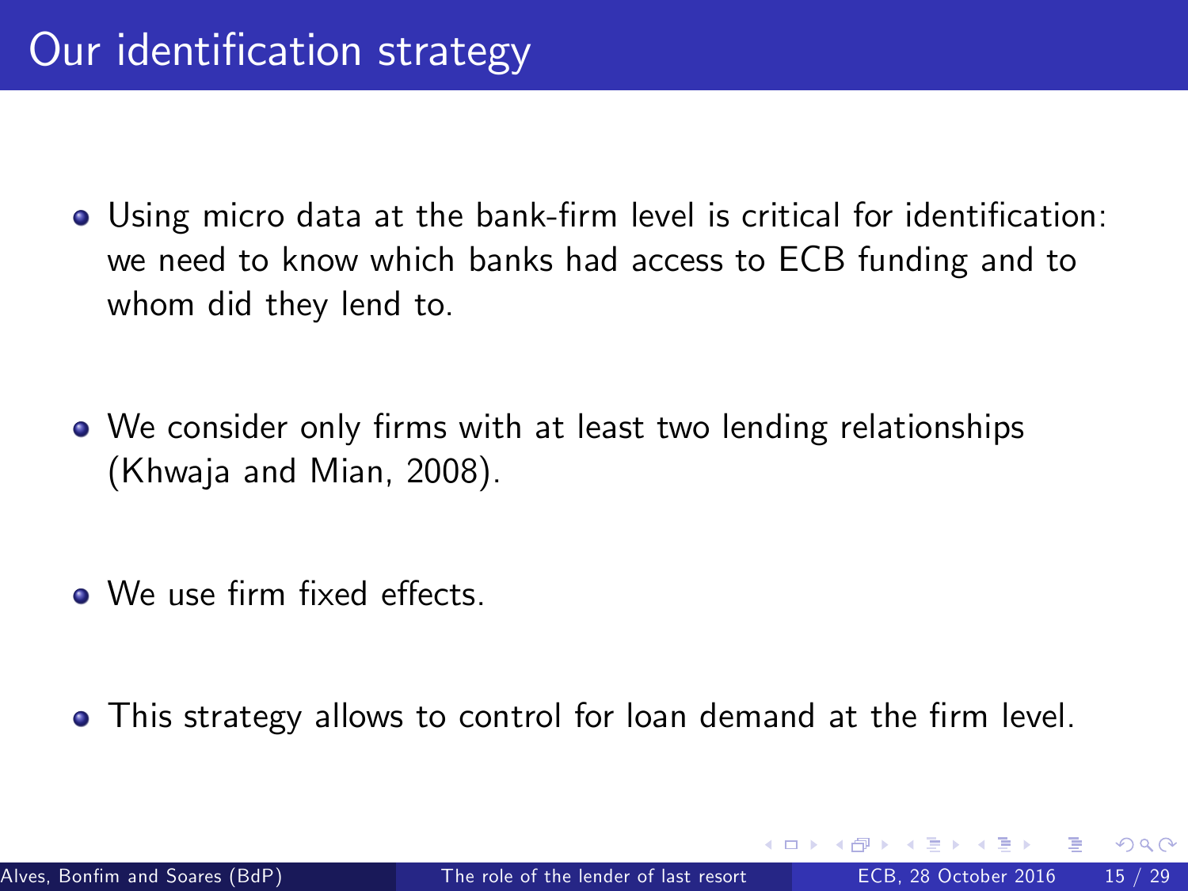# Our identification strategy

- Using micro data at the bank-firm level is critical for identification: we need to know which banks had access to ECB funding and to whom did they lend to.
- We consider only firms with at least two lending relationships (Khwaja and Mian, 2008).
- We use firm fixed effects.
- This strategy allows to control for loan demand at the firm level.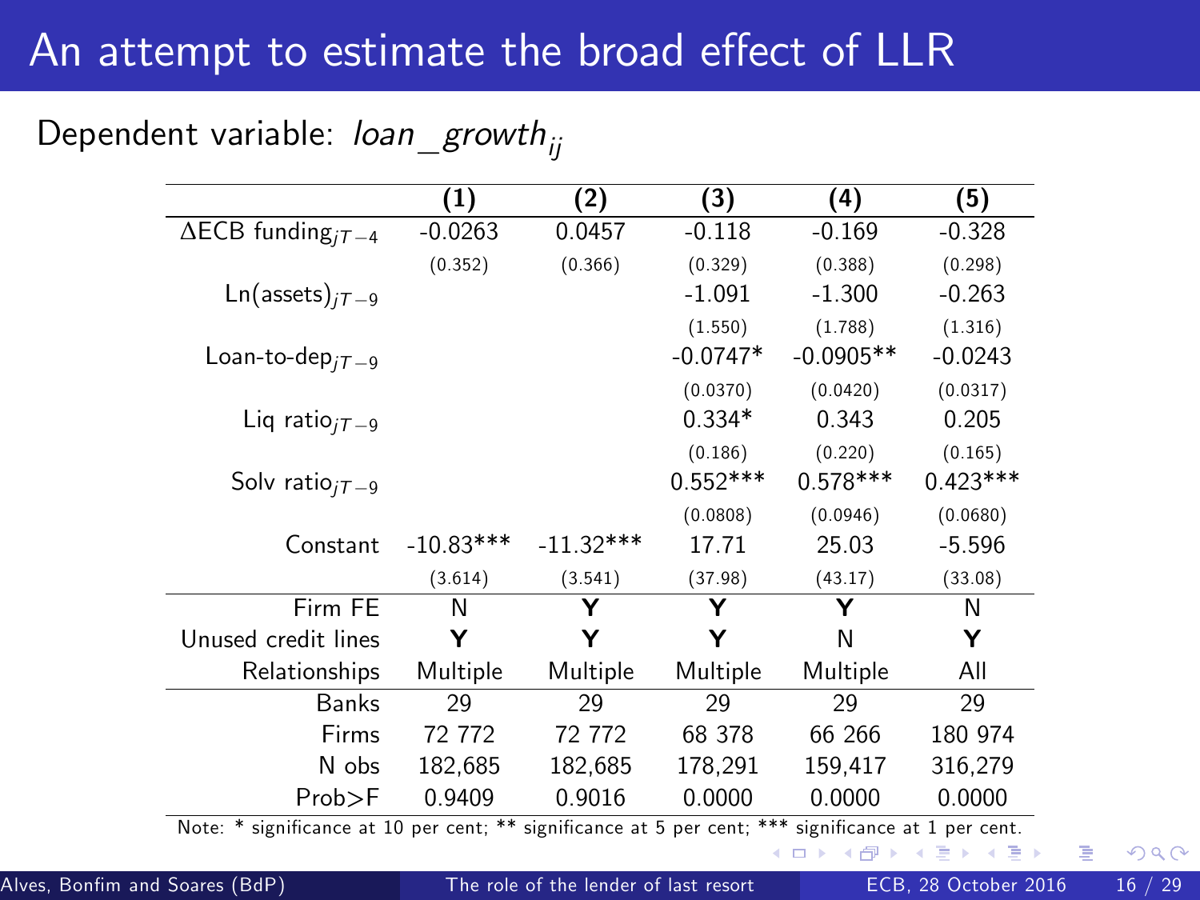# An attempt to estimate the broad effect of LLR

Dependent variable: $loan\_growth_{ij}$

| | (1) | (2) | (3) | (4) | (5) |
|---|---|---|---|---|---|
| $\Delta$ECB funding$_{jT-4}$ | -0.0263 | 0.0457 | -0.118 | -0.169 | -0.328 |
| | (0.352) | (0.366) | (0.329) | (0.388) | (0.298) |
| Ln(assets)$_{jT-9}$ | | | -1.091 | -1.300 | -0.263 |
| | | | (1.550) | (1.788) | (1.316) |
| Loan-to-dep$_{jT-9}$ | | | -0.0747* | -0.0905** | -0.0243 |
| | | | (0.0370) | (0.0420) | (0.0317) |
| Liq ratio$_{jT-9}$ | | | 0.334* | 0.343 | 0.205 |
| | | | (0.186) | (0.220) | (0.165) |
| Solv ratio$_{jT-9}$ | | | 0.552*** | 0.578*** | 0.423*** |
| | | | (0.0808) | (0.0946) | (0.0680) |
| Constant | -10.83*** | -11.32*** | 17.71 | 25.03 | -5.596 |
| | (3.614) | (3.541) | (37.98) | (43.17) | (33.08) |
| Firm FE | N | **Y** | **Y** | **Y** | N |
| Unused credit lines | **Y** | **Y** | **Y** | N | **Y** |
| Relationships | Multiple | Multiple | Multiple | Multiple | All |
| Banks | 29 | 29 | 29 | 29 | 29 |
| Firms | 72 772 | 72 772 | 68 378 | 66 266 | 180 974 |
| N obs | 182,685 | 182,685 | 178,291 | 159,417 | 316,279 |
| Prob>F | 0.9409 | 0.9016 | 0.0000 | 0.0000 | 0.0000 |

Note: * significance at 10 per cent; ** significance at 5 per cent; *** significance at 1 per cent.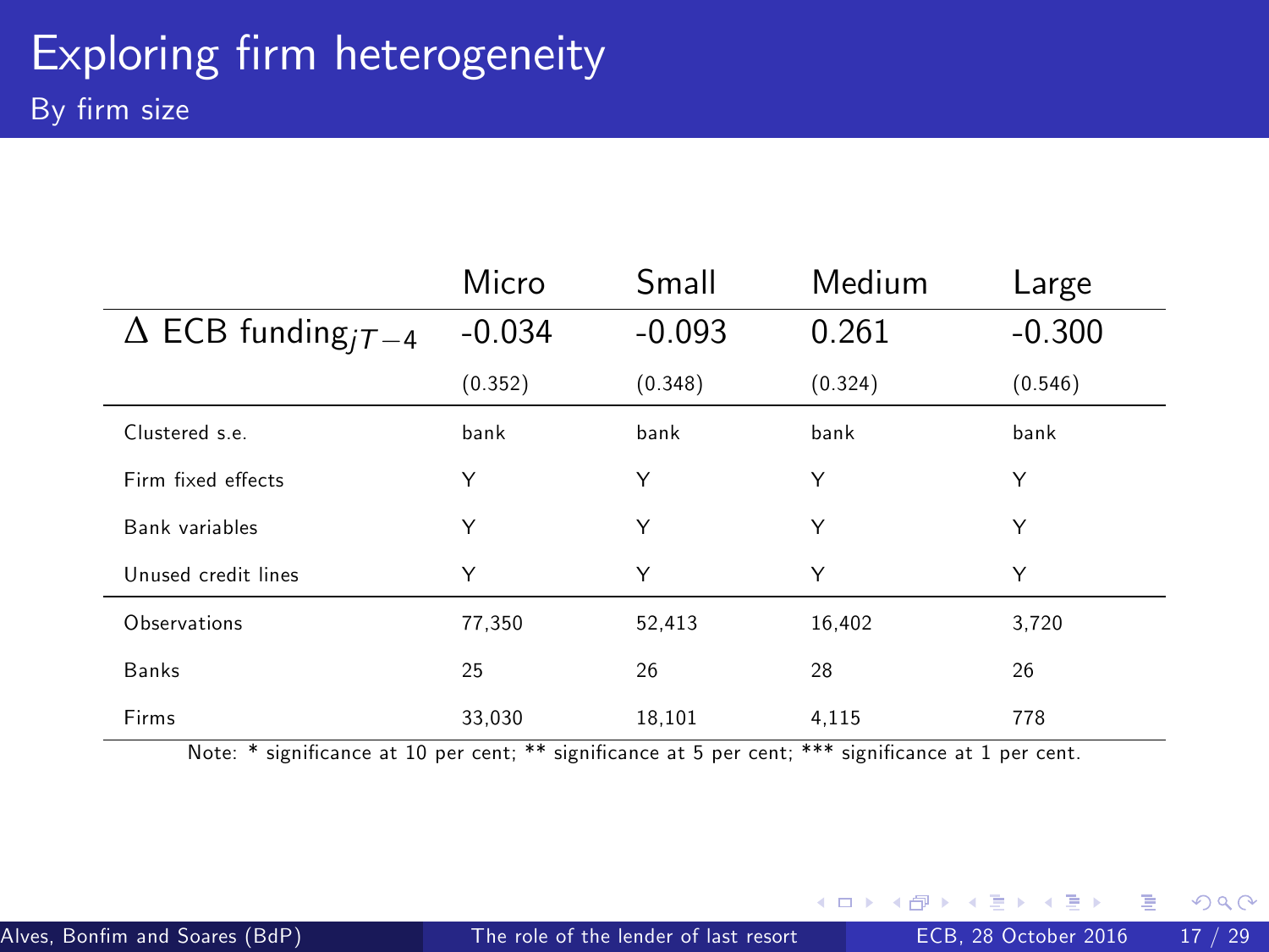# Exploring firm heterogeneity

## By firm size

| | Micro | Small | Medium | Large |
|---|---|---|---|---|
| $\Delta$ ECB funding$_{jT-4}$ | -0.034 | -0.093 | 0.261 | -0.300 |
| | (0.352) | (0.348) | (0.324) | (0.546) |
| Clustered s.e. | bank | bank | bank | bank |
| Firm fixed effects | Y | Y | Y | Y |
| Bank variables | Y | Y | Y | Y |
| Unused credit lines | Y | Y | Y | Y |
| Observations | 77,350 | 52,413 | 16,402 | 3,720 |
| Banks | 25 | 26 | 28 | 26 |
| Firms | 33,030 | 18,101 | 4,115 | 778 |

Note: * significance at 10 per cent; ** significance at 5 per cent; *** significance at 1 per cent.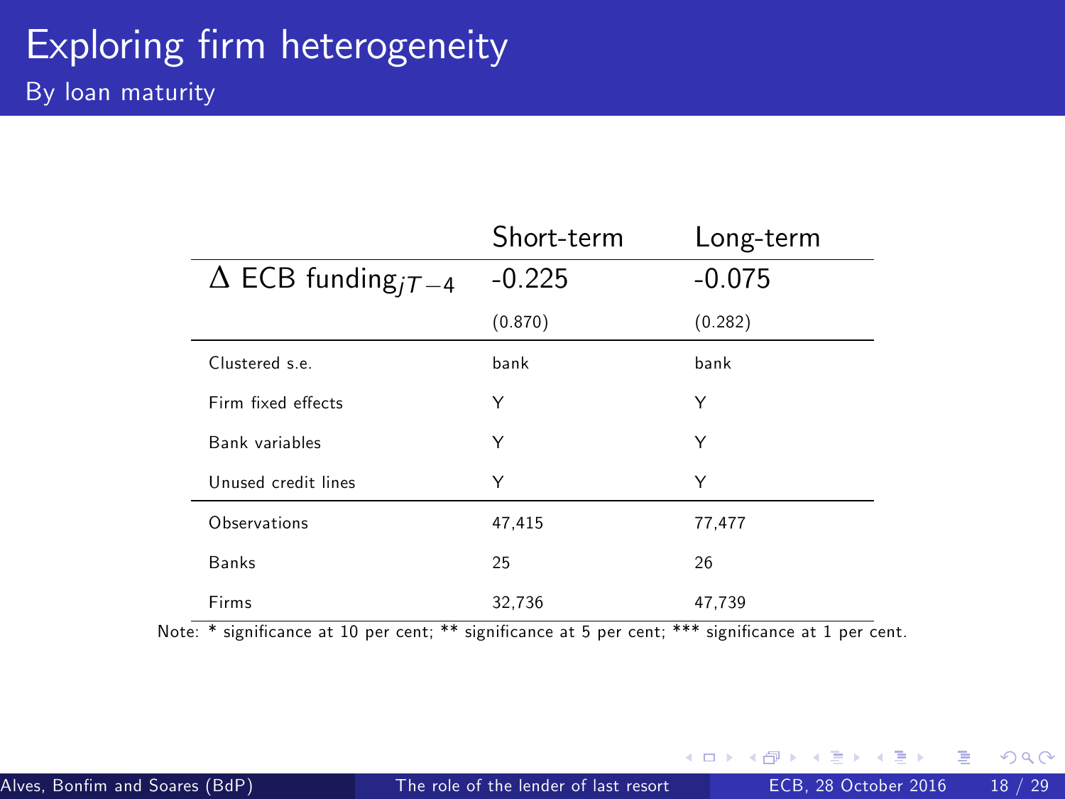# Exploring firm heterogeneity

## By loan maturity

| | Short-term | Long-term |
|---|---|---|
| $\Delta$ ECB funding$_{jT-4}$ | -0.225 | -0.075 |
| | (0.870) | (0.282) |
| Clustered s.e. | bank | bank |
| Firm fixed effects | Y | Y |
| Bank variables | Y | Y |
| Unused credit lines | Y | Y |
| Observations | 47,415 | 77,477 |
| Banks | 25 | 26 |
| Firms | 32,736 | 47,739 |

Note: * significance at 10 per cent; ** significance at 5 per cent; *** significance at 1 per cent.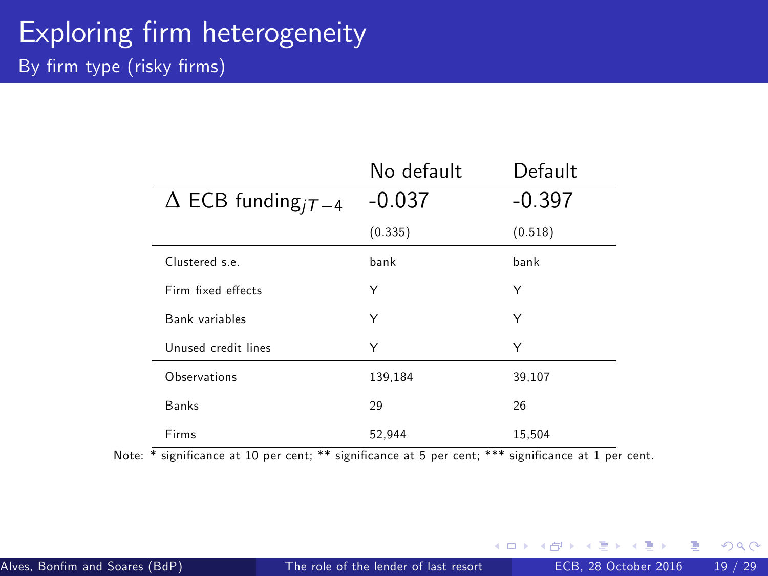# Exploring firm heterogeneity

## By firm type (risky firms)

| | No default | Default |
|---|---|---|
| $\Delta$ ECB funding$_{jT-4}$ | -0.037 | -0.397 |
| | (0.335) | (0.518) |
| Clustered s.e. | bank | bank |
| Firm fixed effects | Y | Y |
| Bank variables | Y | Y |
| Unused credit lines | Y | Y |
| Observations | 139,184 | 39,107 |
| Banks | 29 | 26 |
| Firms | 52,944 | 15,504 |

Note: * significance at 10 per cent; ** significance at 5 per cent; *** significance at 1 per cent.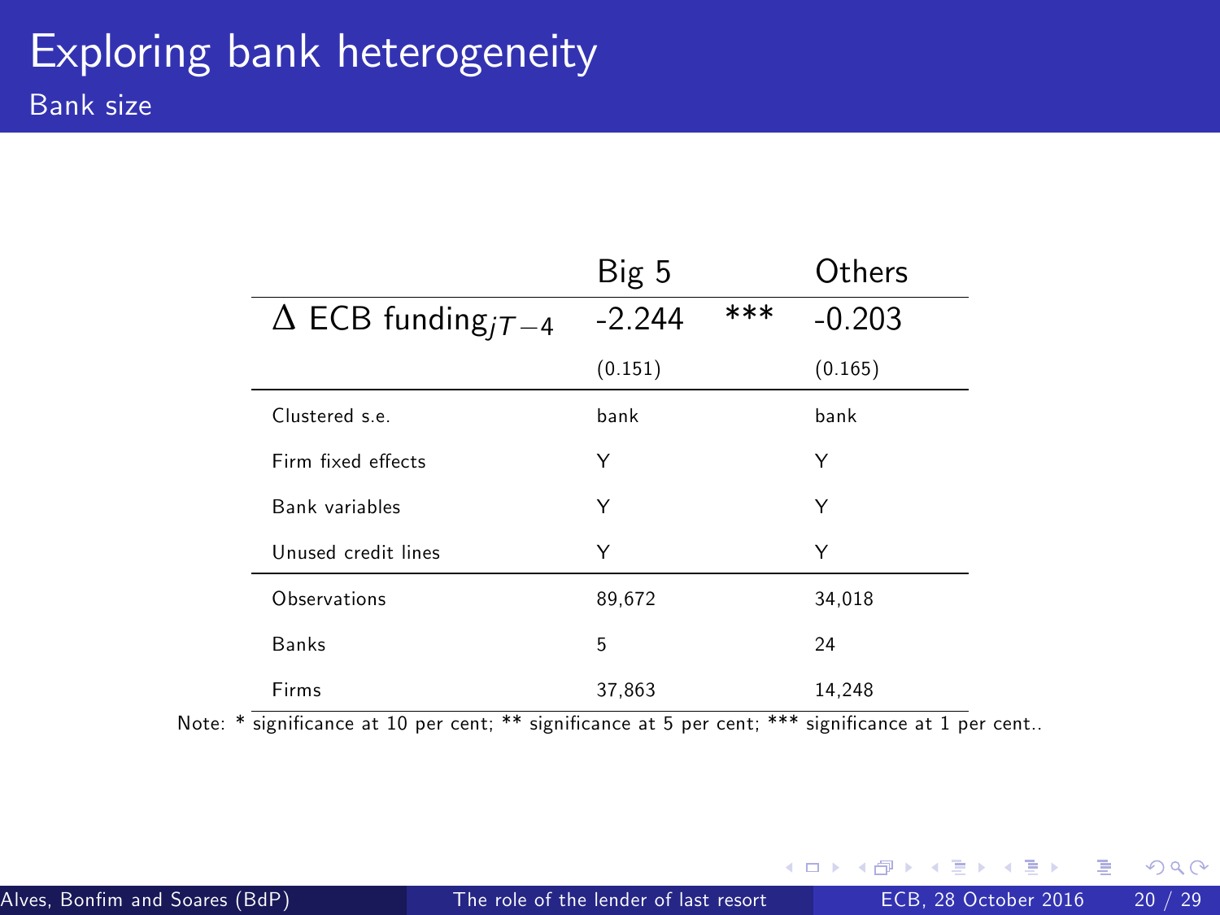# Exploring bank heterogeneity

## Bank size

| | Big 5 | | Others |
|---|---|---|---|
| $\Delta$ ECB funding$_{jT-4}$ | -2.244 | *** | -0.203 |
| | (0.151) | | (0.165) |
| Clustered s.e. | bank | | bank |
| Firm fixed effects | Y | | Y |
| Bank variables | Y | | Y |
| Unused credit lines | Y | | Y |
| Observations | 89,672 | | 34,018 |
| Banks | 5 | | 24 |
| Firms | 37,863 | | 14,248 |

Note: * significance at 10 per cent; ** significance at 5 per cent; *** significance at 1 per cent..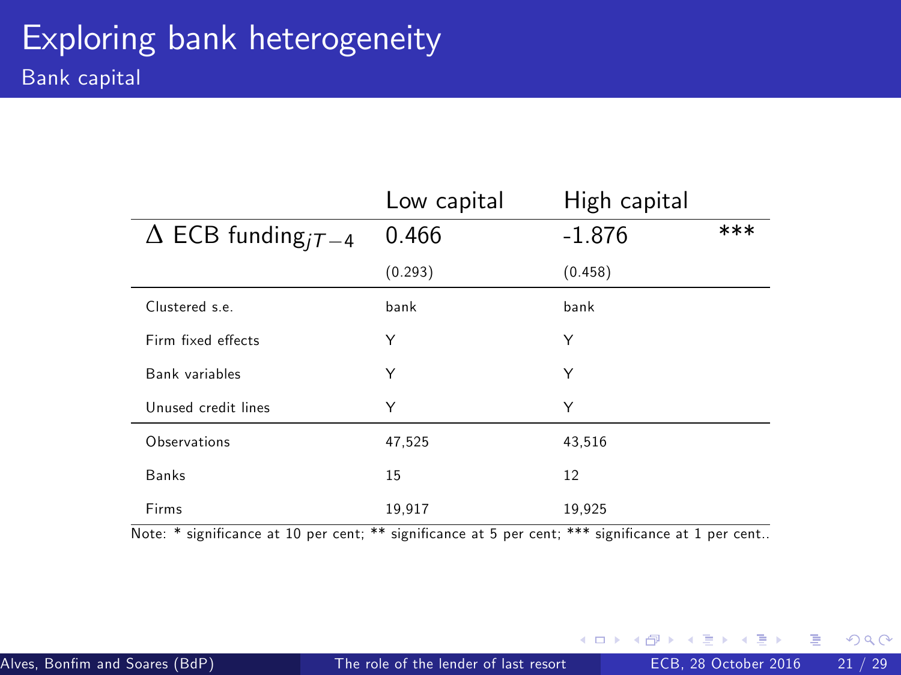# Exploring bank heterogeneity

## Bank capital

| | Low capital | High capital |
|---|---|---|
| $\Delta$ ECB funding$_{jT-4}$ | 0.466 | -1.876 *** |
| | (0.293) | (0.458) |
| Clustered s.e. | bank | bank |
| Firm fixed effects | Y | Y |
| Bank variables | Y | Y |
| Unused credit lines | Y | Y |
| Observations | 47,525 | 43,516 |
| Banks | 15 | 12 |
| Firms | 19,917 | 19,925 |

Note: * significance at 10 per cent; ** significance at 5 per cent; *** significance at 1 per cent..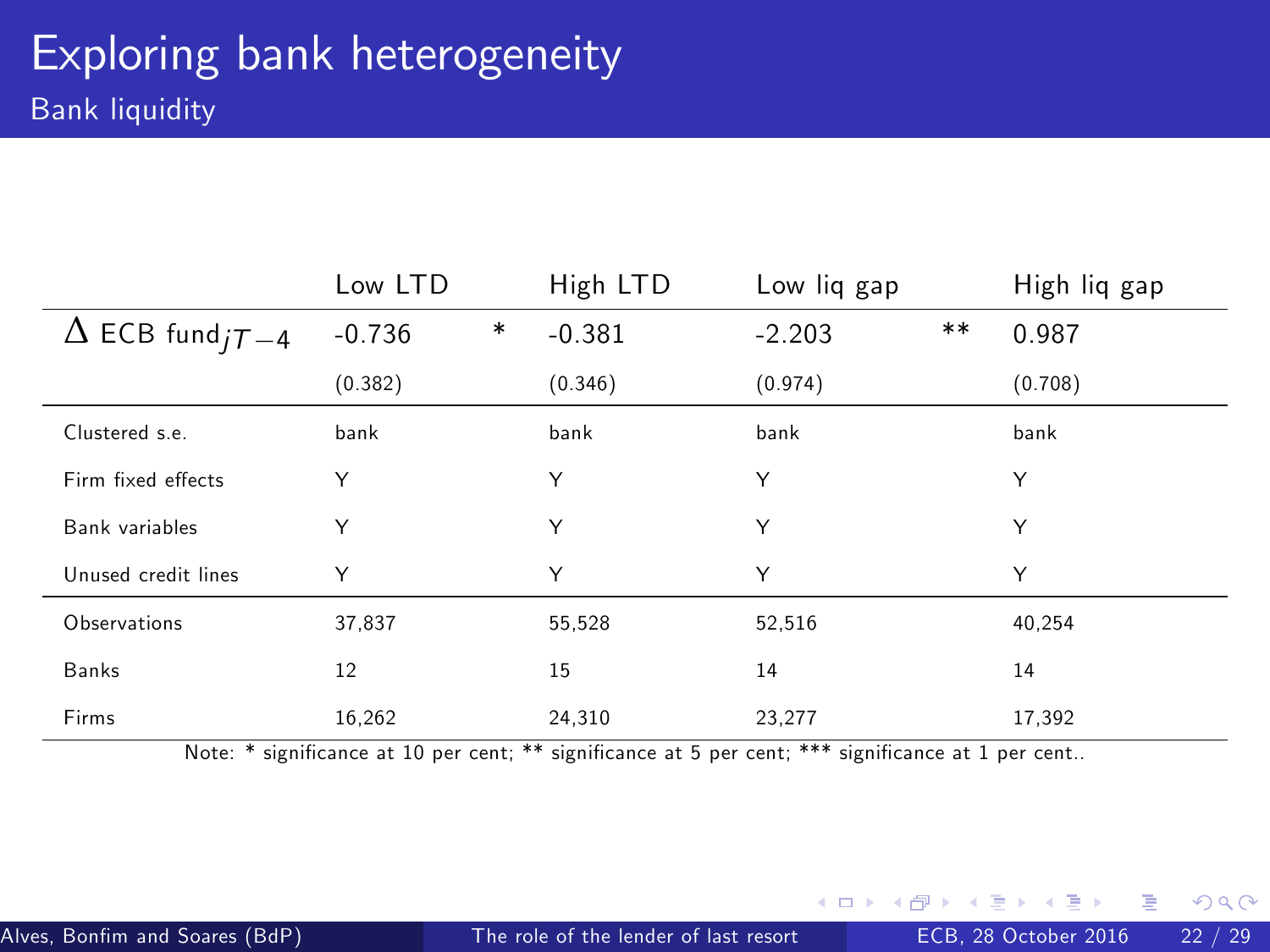# Exploring bank heterogeneity

## Bank liquidity

| | Low LTD | High LTD | Low liq gap | High liq gap |
|---|---|---|---|---|
| $\Delta$ ECB fund$_{jT-4}$ | -0.736 * | -0.381 | -2.203 ** | 0.987 |
| | (0.382) | (0.346) | (0.974) | (0.708) |
| Clustered s.e. | bank | bank | bank | bank |
| Firm fixed effects | Y | Y | Y | Y |
| Bank variables | Y | Y | Y | Y |
| Unused credit lines | Y | Y | Y | Y |
| Observations | 37,837 | 55,528 | 52,516 | 40,254 |
| Banks | 12 | 15 | 14 | 14 |
| Firms | 16,262 | 24,310 | 23,277 | 17,392 |

Note: * significance at 10 per cent; ** significance at 5 per cent; *** significance at 1 per cent..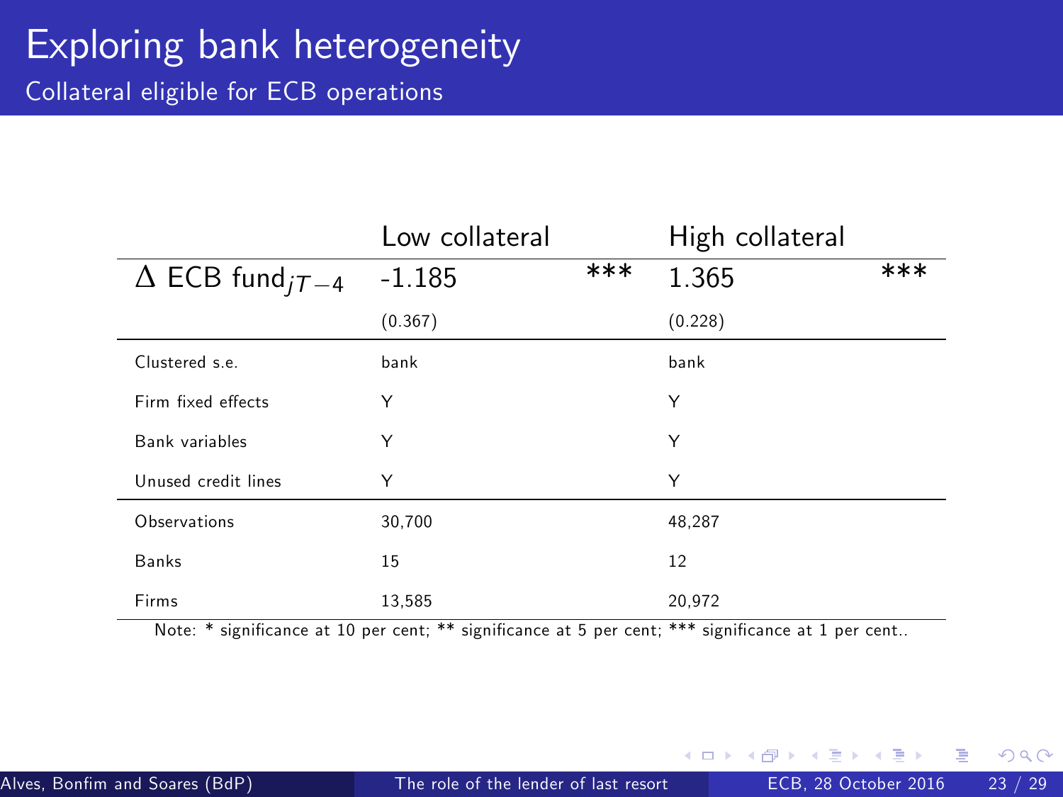# Exploring bank heterogeneity

## Collateral eligible for ECB operations

| | Low collateral | High collateral |
|---|---|---|
| $\Delta$ ECB fund$_{jT-4}$ | -1.185 *** | 1.365 *** |
| | (0.367) | (0.228) |
| Clustered s.e. | bank | bank |
| Firm fixed effects | Y | Y |
| Bank variables | Y | Y |
| Unused credit lines | Y | Y |
| Observations | 30,700 | 48,287 |
| Banks | 15 | 12 |
| Firms | 13,585 | 20,972 |

Note: * significance at 10 per cent; ** significance at 5 per cent; *** significance at 1 per cent..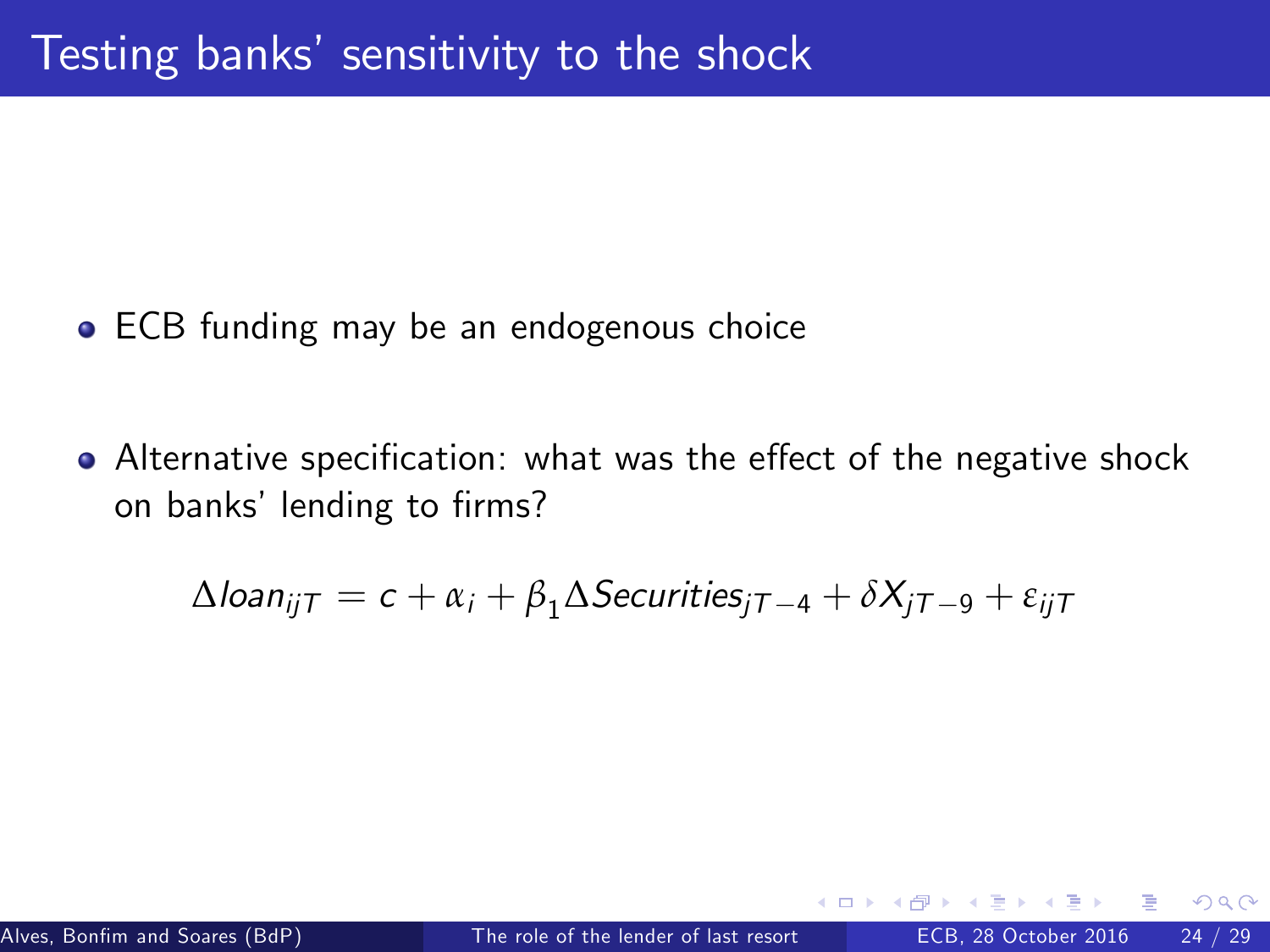# Testing banks' sensitivity to the shock

- ECB funding may be an endogenous choice
- Alternative specification: what was the effect of the negative shock on banks' lending to firms?

$$\Delta loan_{ijT} = c + \alpha_i + \beta_1 \Delta Securities_{jT-4} + \delta X_{jT-9} + \varepsilon_{ijT}$$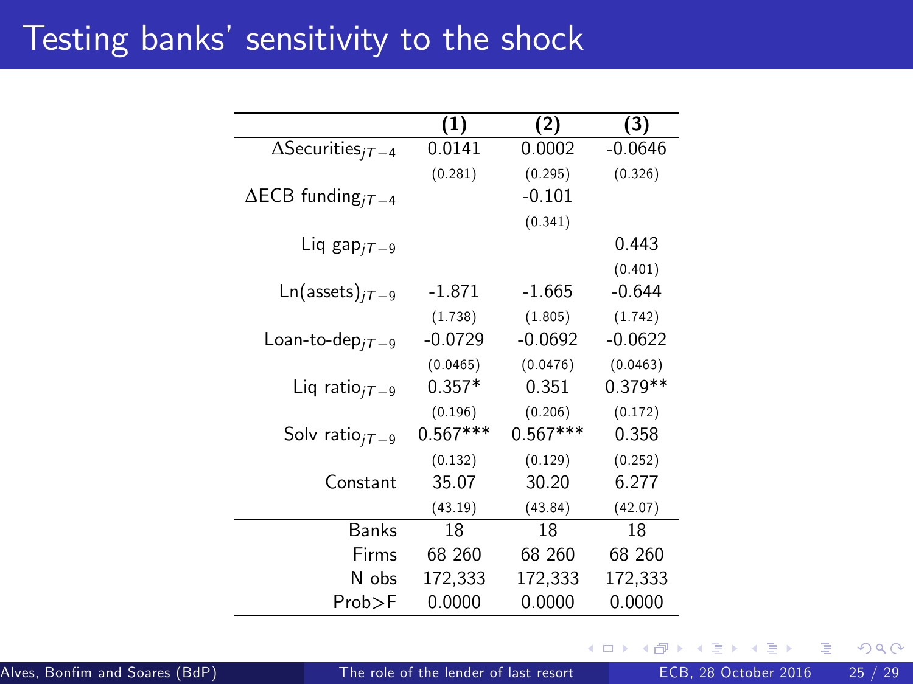# Testing banks' sensitivity to the shock

| | (1) | (2) | (3) |
|---|---|---|---|
| $\Delta \text{Securities}_{jT-4}$ | 0.0141 | 0.0002 | -0.0646 |
| | (0.281) | (0.295) | (0.326) |
| $\Delta \text{ECB funding}_{jT-4}$ | | -0.101 | |
| | | (0.341) | |
| $\text{Liq gap}_{jT-9}$ | | | 0.443 |
| | | | (0.401) |
| $\text{Ln(assets)}_{jT-9}$ | -1.871 | -1.665 | -0.644 |
| | (1.738) | (1.805) | (1.742) |
| $\text{Loan-to-dep}_{jT-9}$ | -0.0729 | -0.0692 | -0.0622 |
| | (0.0465) | (0.0476) | (0.0463) |
| $\text{Liq ratio}_{jT-9}$ | 0.357* | 0.351 | 0.379** |
| | (0.196) | (0.206) | (0.172) |
| $\text{Solv ratio}_{jT-9}$ | 0.567*** | 0.567*** | 0.358 |
| | (0.132) | (0.129) | (0.252) |
| Constant | 35.07 | 30.20 | 6.277 |
| | (43.19) | (43.84) | (42.07) |
| Banks | 18 | 18 | 18 |
| Firms | 68 260 | 68 260 | 68 260 |
| N obs | 172,333 | 172,333 | 172,333 |
| Prob>F | 0.0000 | 0.0000 | 0.0000 |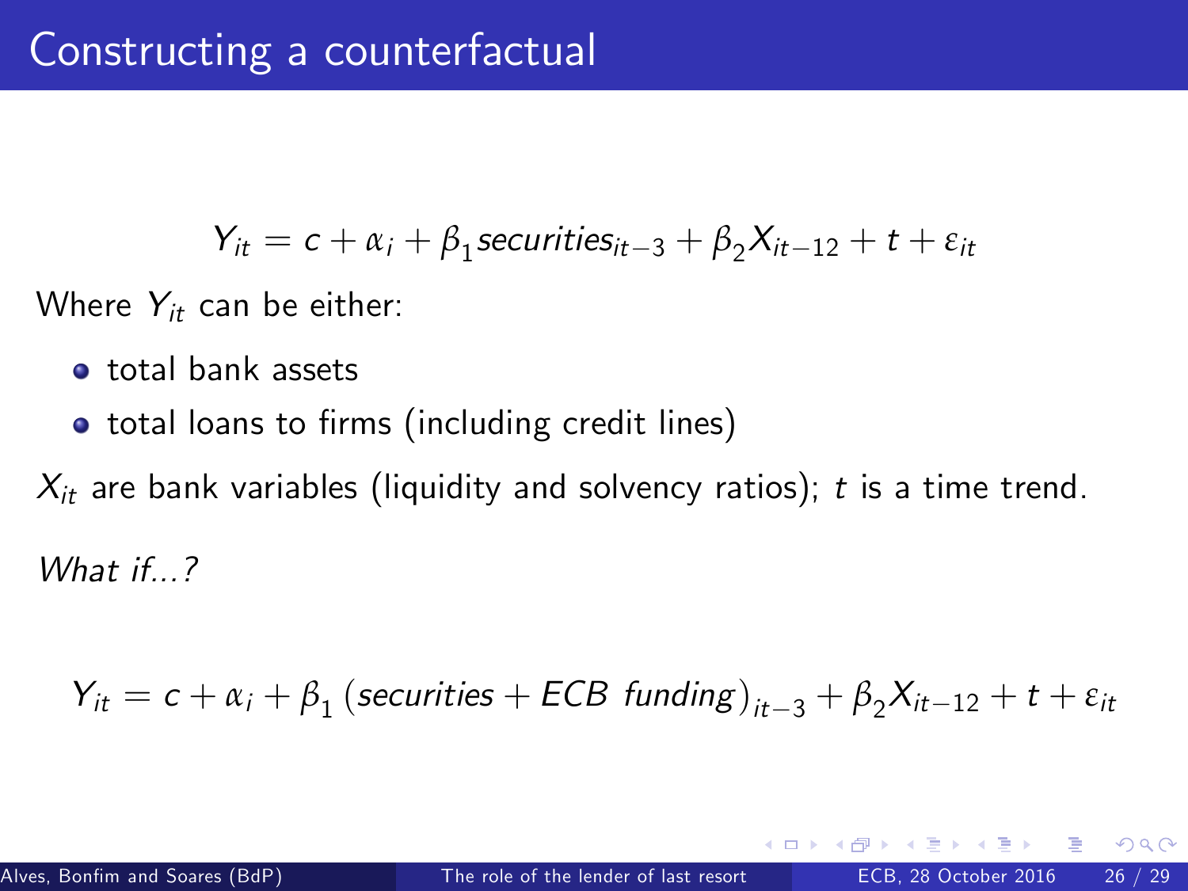# Constructing a counterfactual

$$Y_{it} = c + \alpha_i + \beta_1 securities_{it-3} + \beta_2 X_{it-12} + t + \varepsilon_{it}$$

Where $Y_{it}$ can be either:

- total bank assets
- total loans to firms (including credit lines)

$X_{it}$ are bank variables (liquidity and solvency ratios); $t$ is a time trend.

*What if...?*

$$Y_{it} = c + \alpha_i + \beta_1 \left(securities + ECB\ funding\right)_{it-3} + \beta_2 X_{it-12} + t + \varepsilon_{it}$$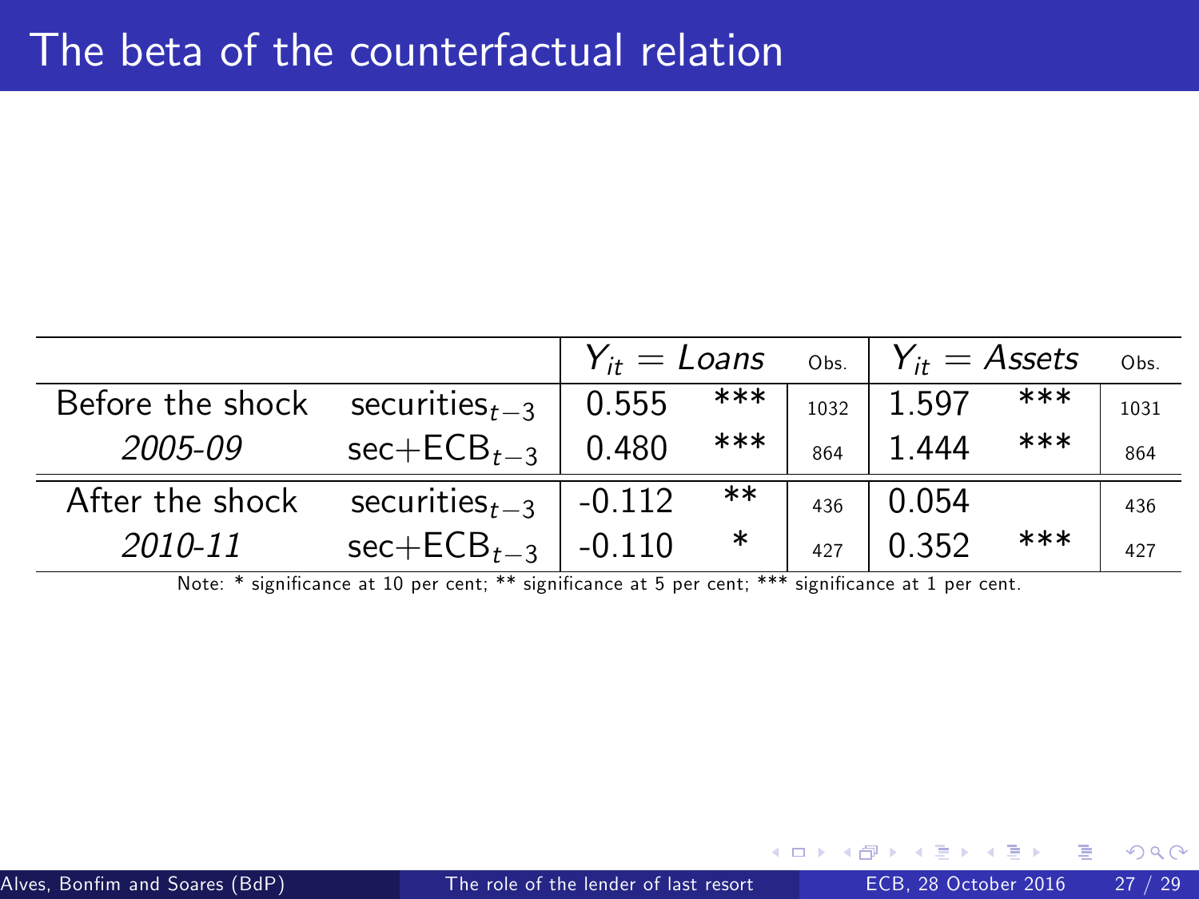# The beta of the counterfactual relation

| | | $Y_{it} = Loans$ | | Obs. | $Y_{it} = Assets$ | | Obs. |
|---|---|---|---|---|---|---|---|
| Before the shock | $securities_{t-3}$ | 0.555 | *** | 1032 | 1.597 | *** | 1031 |
| *2005-09* | $sec{+}ECB_{t-3}$ | 0.480 | *** | 864 | 1.444 | *** | 864 |
| After the shock | $securities_{t-3}$ | -0.112 | ** | 436 | 0.054 | | 436 |
| *2010-11* | $sec{+}ECB_{t-3}$ | -0.110 | * | 427 | 0.352 | *** | 427 |

Note: * significance at 10 per cent; ** significance at 5 per cent; *** significance at 1 per cent.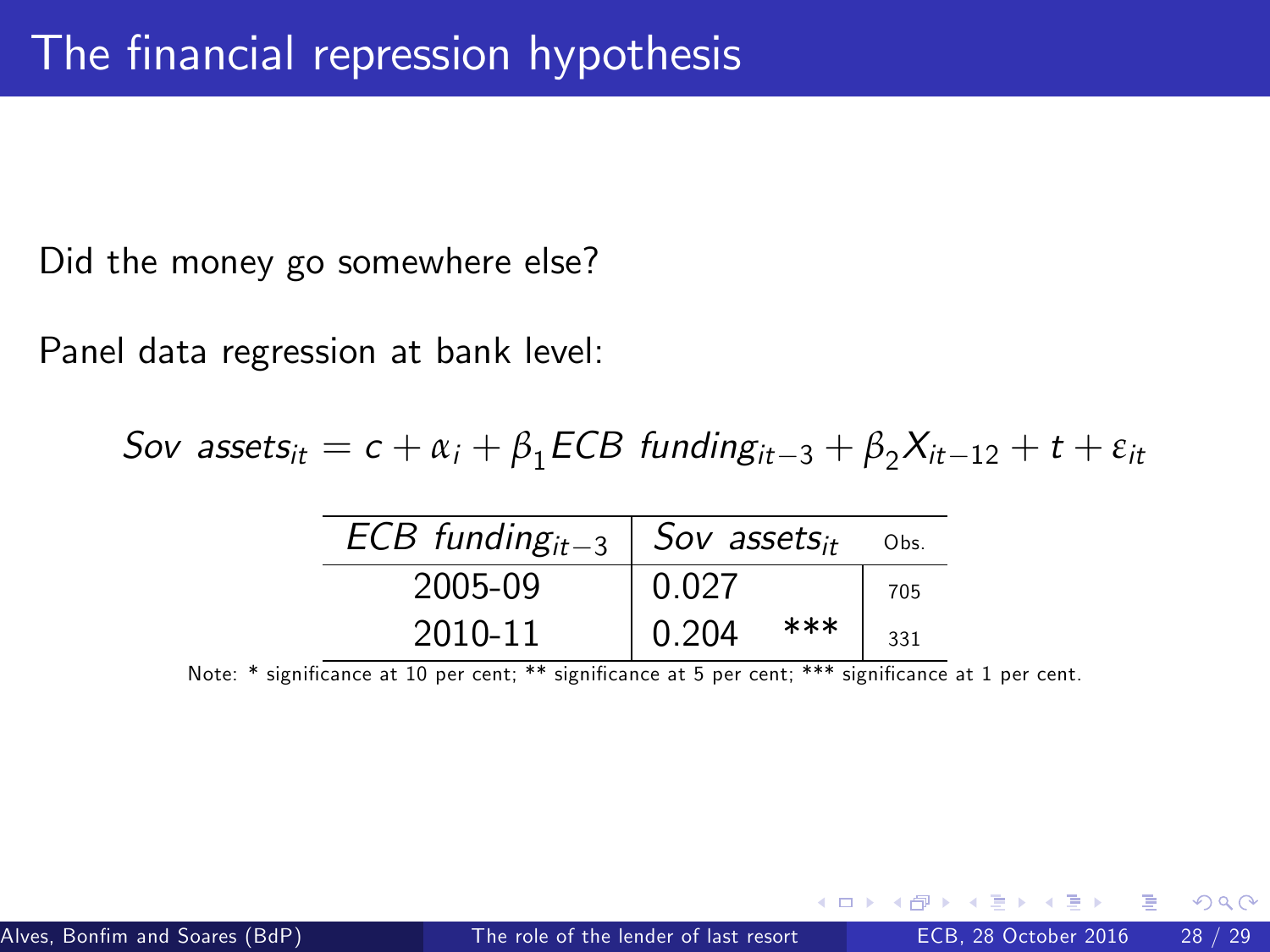# The financial repression hypothesis

Did the money go somewhere else?

Panel data regression at bank level:

$$Sov\ assets_{it} = c + \alpha_i + \beta_1 ECB\ funding_{it-3} + \beta_2 X_{it-12} + t + \varepsilon_{it}$$

| $ECB\ funding_{it-3}$ | $Sov\ assets_{it}$ | | Obs. |
|---|---|---|---|
| 2005-09 | 0.027 | | 705 |
| 2010-11 | 0.204 | *** | 331 |

Note: * significance at 10 per cent; ** significance at 5 per cent; *** significance at 1 per cent.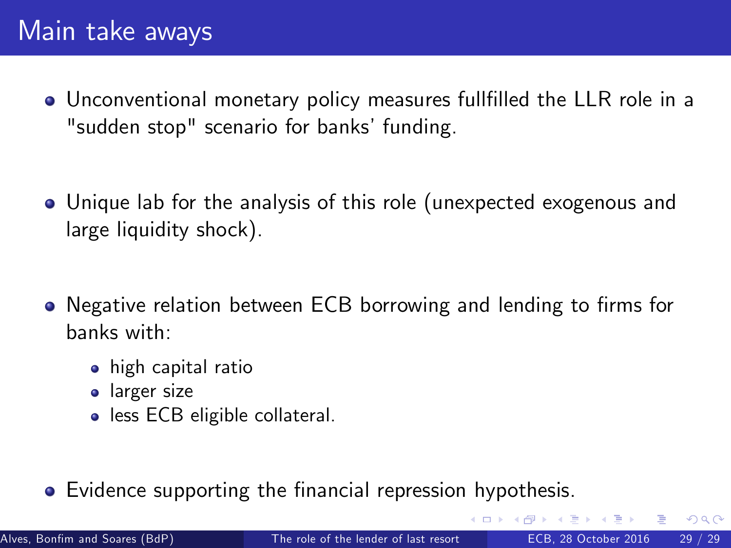# Main take aways

- Unconventional monetary policy measures fullfilled the LLR role in a "sudden stop" scenario for banks' funding.

- Unique lab for the analysis of this role (unexpected exogenous and large liquidity shock).

- Negative relation between ECB borrowing and lending to firms for banks with:
  - high capital ratio
  - larger size
  - less ECB eligible collateral.

- Evidence supporting the financial repression hypothesis.